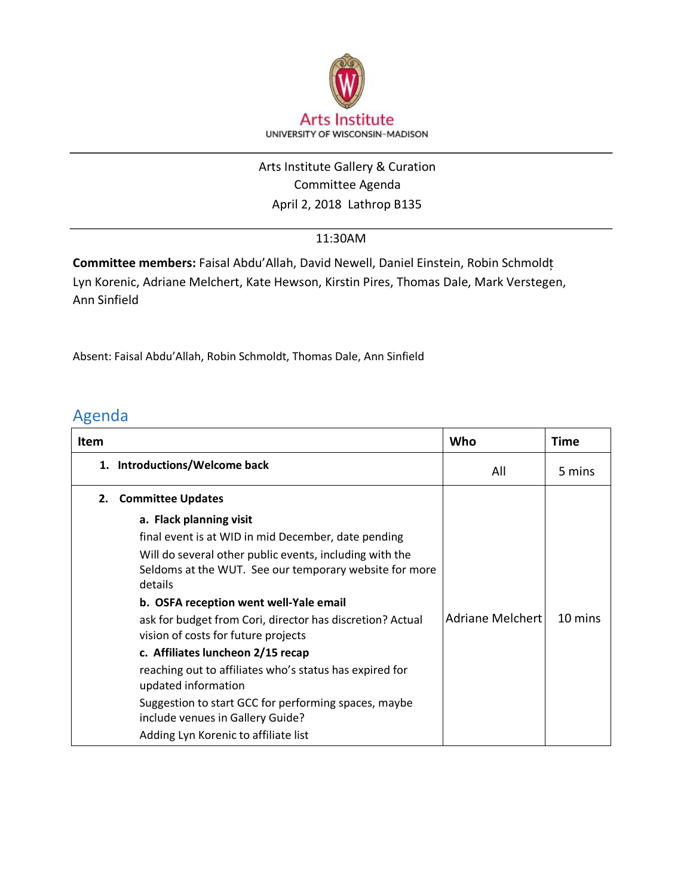Arts Institute
UNIVERSITY OF WISCONSIN–MADISON

Arts Institute Gallery & Curation
Committee Agenda
April 2, 2018  Lathrop B135

11:30AM

**Committee members:** Faisal Abdu'Allah, David Newell, Daniel Einstein, Robin Schmoldt, Lyn Korenic, Adriane Melchert, Kate Hewson, Kirstin Pires, Thomas Dale, Mark Verstegen, Ann Sinfield

Absent: Faisal Abdu'Allah, Robin Schmoldt, Thomas Dale, Ann Sinfield

## Agenda

| Item | Who | Time |
|---|---|---|
| **1. Introductions/Welcome back** | All | 5 mins |
| **2. Committee Updates**<br>**a. Flack planning visit**<br>final event is at WID in mid December, date pending<br>Will do several other public events, including with the Seldoms at the WUT. See our temporary website for more details<br>**b. OSFA reception went well-Yale email**<br>ask for budget from Cori, director has discretion? Actual vision of costs for future projects<br>**c. Affiliates luncheon 2/15 recap**<br>reaching out to affiliates who's status has expired for updated information<br>Suggestion to start GCC for performing spaces, maybe include venues in Gallery Guide?<br>Adding Lyn Korenic to affiliate list | Adriane Melchert | 10 mins |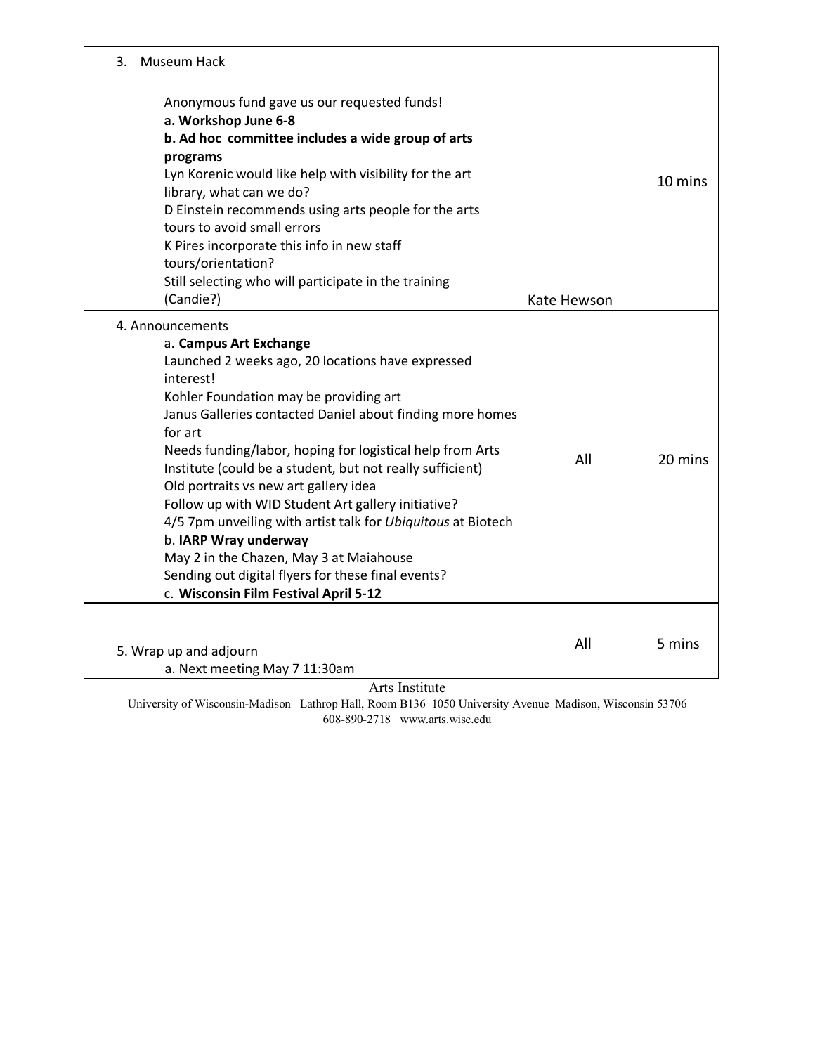| | | |
|---|---|---|
| 3. Museum Hack<br><br>Anonymous fund gave us our requested funds!<br>**a. Workshop June 6-8**<br>**b. Ad hoc committee includes a wide group of arts programs**<br>Lyn Korenic would like help with visibility for the art library, what can we do?<br>D Einstein recommends using arts people for the arts tours to avoid small errors<br>K Pires incorporate this info in new staff tours/orientation?<br>Still selecting who will participate in the training (Candie?) | Kate Hewson | 10 mins |
| 4. Announcements<br>a. **Campus Art Exchange**<br>Launched 2 weeks ago, 20 locations have expressed interest!<br>Kohler Foundation may be providing art<br>Janus Galleries contacted Daniel about finding more homes for art<br>Needs funding/labor, hoping for logistical help from Arts Institute (could be a student, but not really sufficient)<br>Old portraits vs new art gallery idea<br>Follow up with WID Student Art gallery initiative?<br>4/5 7pm unveiling with artist talk for *Ubiquitous* at Biotech<br>b. **IARP Wray underway**<br>May 2 in the Chazen, May 3 at Maiahouse<br>Sending out digital flyers for these final events?<br>c. **Wisconsin Film Festival April 5-12** | All | 20 mins |
| 5. Wrap up and adjourn<br>a. Next meeting May 7 11:30am | All | 5 mins |

Arts Institute
University of Wisconsin-Madison Lathrop Hall, Room B136 1050 University Avenue Madison, Wisconsin 53706
608-890-2718 www.arts.wisc.edu